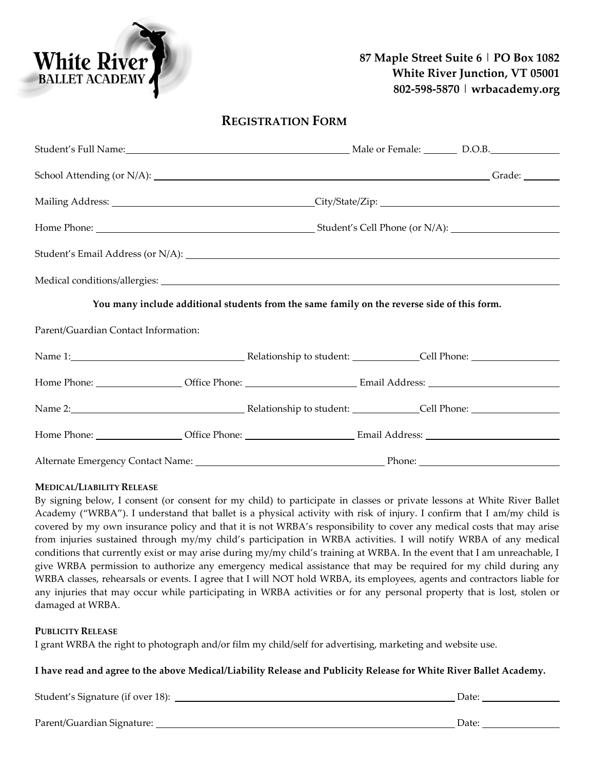**White River BALLET ACADEMY**

**87 Maple Street Suite 6 | PO Box 1082**
**White River Junction, VT 05001**
**802-598-5870 | wrbacademy.org**

## REGISTRATION FORM

Student's Full Name:______________________________ Male or Female: ______ D.O.B.____________

School Attending (or N/A): ____________________________________________ Grade: ______

Mailing Address: ____________________________ City/State/Zip: ____________________________

Home Phone: ________________________________ Student's Cell Phone (or N/A): __________________

Student's Email Address (or N/A): ____________________________________________________

Medical conditions/allergies: ________________________________________________________

**You many include additional students from the same family on the reverse side of this form.**

Parent/Guardian Contact Information:

Name 1:________________________ Relationship to student: ___________ Cell Phone: ______________

Home Phone: ______________ Office Phone: __________________ Email Address: ____________________

Name 2:________________________ Relationship to student: ___________ Cell Phone: ______________

Home Phone: ______________ Office Phone: __________________ Email Address: ____________________

Alternate Emergency Contact Name: ______________________________ Phone: ______________________

### MEDICAL/LIABILITY RELEASE

By signing below, I consent (or consent for my child) to participate in classes or private lessons at White River Ballet Academy ("WRBA"). I understand that ballet is a physical activity with risk of injury. I confirm that I am/my child is covered by my own insurance policy and that it is not WRBA's responsibility to cover any medical costs that may arise from injuries sustained through my/my child's participation in WRBA activities. I will notify WRBA of any medical conditions that currently exist or may arise during my/my child's training at WRBA. In the event that I am unreachable, I give WRBA permission to authorize any emergency medical assistance that may be required for my child during any WRBA classes, rehearsals or events. I agree that I will NOT hold WRBA, its employees, agents and contractors liable for any injuries that may occur while participating in WRBA activities or for any personal property that is lost, stolen or damaged at WRBA.

### PUBLICITY RELEASE

I grant WRBA the right to photograph and/or film my child/self for advertising, marketing and website use.

**I have read and agree to the above Medical/Liability Release and Publicity Release for White River Ballet Academy.**

Student's Signature (if over 18): ____________________________________________ Date: ______________

Parent/Guardian Signature: _________________________________________________ Date: ______________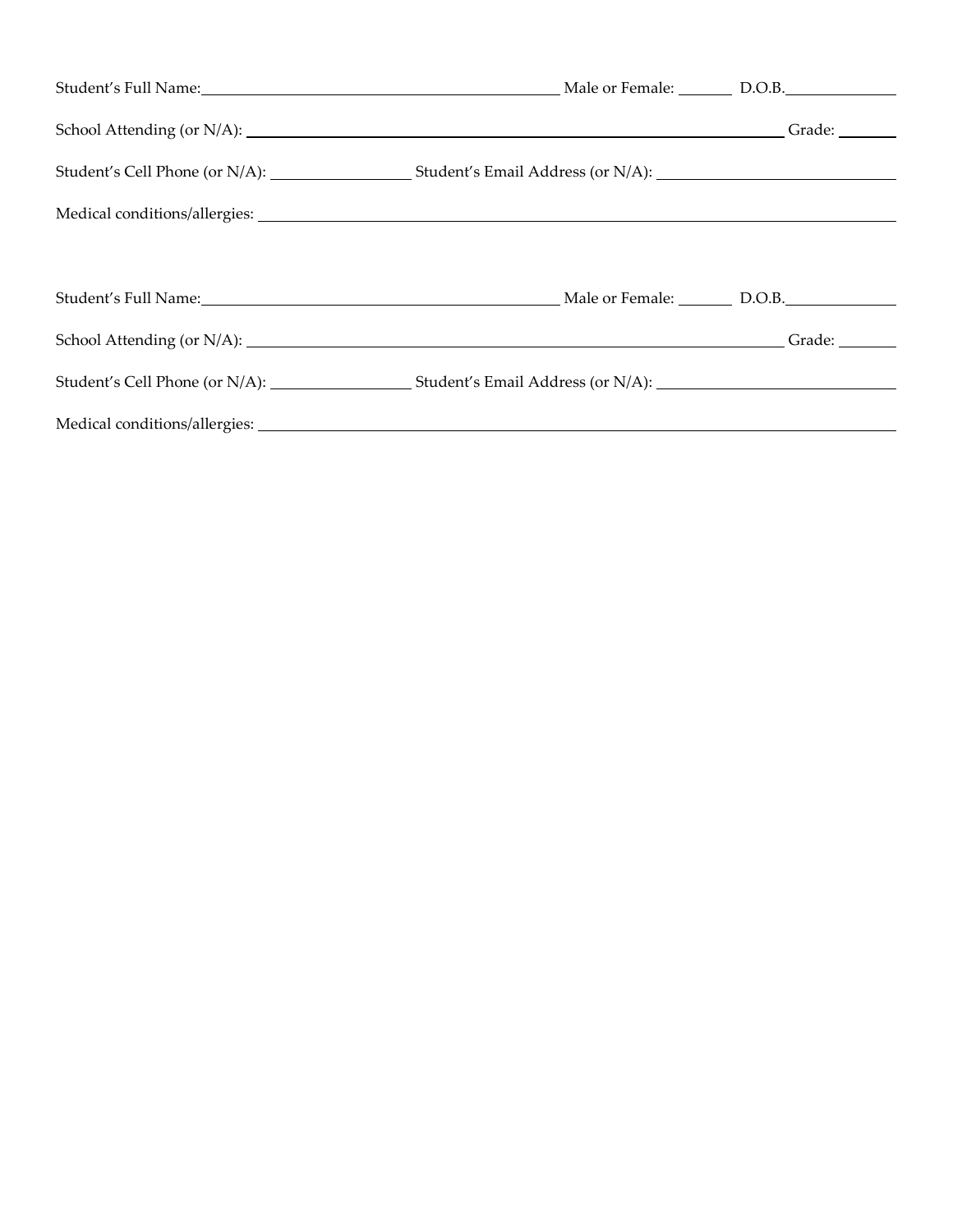Student's Full Name:______________________________ Male or Female: ______ D.O.B.____________

School Attending (or N/A): ______________________________________________ Grade: ______

Student's Cell Phone (or N/A): ______________ Student's Email Address (or N/A): ______________________

Medical conditions/allergies: ______________________________________________________________

Student's Full Name:______________________________ Male or Female: ______ D.O.B.____________

School Attending (or N/A): ______________________________________________ Grade: ______

Student's Cell Phone (or N/A): ______________ Student's Email Address (or N/A): ______________________

Medical conditions/allergies: ______________________________________________________________